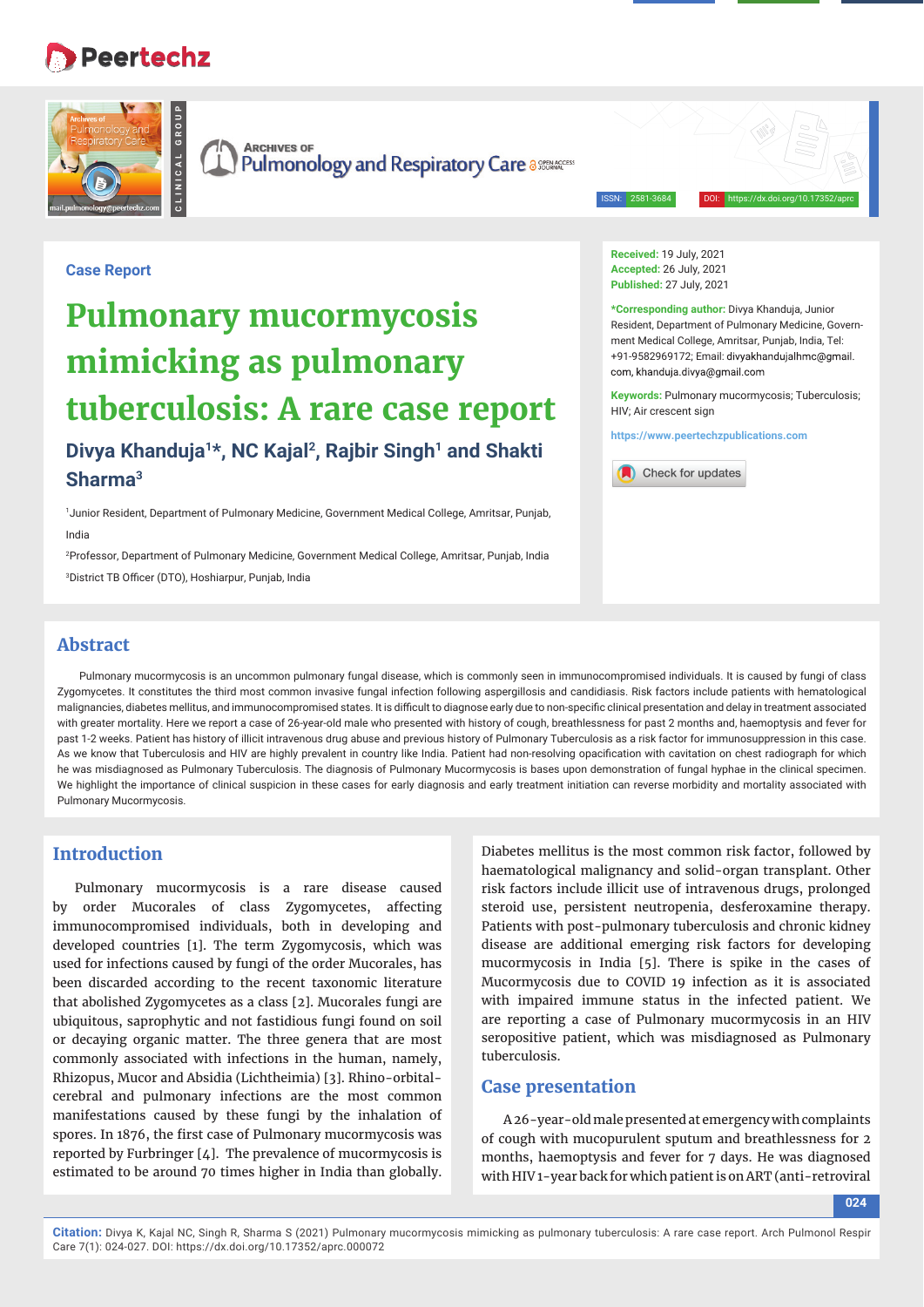Case Report

# Pulmonary mucormycosis mimicking as pulmonary tuberculosis: A rare case report

**Divya Khanduja[1]*, NC Kajal[2], Rajbir Singh[1] and Shakti Sharma[3]**

[1]Junior Resident, Department of Pulmonary Medicine, Government Medical College, Amritsar, Punjab, India

[2]Professor, Department of Pulmonary Medicine, Government Medical College, Amritsar, Punjab, India

[3]District TB Officer (DTO), Hoshiarpur, Punjab, India

**Received:** 19 July, 2021
**Accepted:** 26 July, 2021
**Published:** 27 July, 2021

***Corresponding author:** Divya Khanduja, Junior Resident, Department of Pulmonary Medicine, Government Medical College, Amritsar, Punjab, India, Tel: +91-9582969172; Email: divyakhandujalhmc@gmail.com, khanduja.divya@gmail.com

**Keywords:** Pulmonary mucormycosis; Tuberculosis; HIV; Air crescent sign

https://www.peertechzpublications.com

## Abstract

Pulmonary mucormycosis is an uncommon pulmonary fungal disease, which is commonly seen in immunocompromised individuals. It is caused by fungi of class Zygomycetes. It constitutes the third most common invasive fungal infection following aspergillosis and candidiasis. Risk factors include patients with hematological malignancies, diabetes mellitus, and immunocompromised states. It is difficult to diagnose early due to non-specific clinical presentation and delay in treatment associated with greater mortality. Here we report a case of 26-year-old male who presented with history of cough, breathlessness for past 2 months and, haemoptysis and fever for past 1-2 weeks. Patient has history of illicit intravenous drug abuse and previous history of Pulmonary Tuberculosis as a risk factor for immunosuppression in this case. As we know that Tuberculosis and HIV are highly prevalent in country like India. Patient had non-resolving opacification with cavitation on chest radiograph for which he was misdiagnosed as Pulmonary Tuberculosis. The diagnosis of Pulmonary Mucormycosis is bases upon demonstration of fungal hyphae in the clinical specimen. We highlight the importance of clinical suspicion in these cases for early diagnosis and early treatment initiation can reverse morbidity and mortality associated with Pulmonary Mucormycosis.

## Introduction

Pulmonary mucormycosis is a rare disease caused by order Mucorales of class Zygomycetes, affecting immunocompromised individuals, both in developing and developed countries [1]. The term Zygomycosis, which was used for infections caused by fungi of the order Mucorales, has been discarded according to the recent taxonomic literature that abolished Zygomycetes as a class [2]. Mucorales fungi are ubiquitous, saprophytic and not fastidious fungi found on soil or decaying organic matter. The three genera that are most commonly associated with infections in the human, namely, Rhizopus, Mucor and Absidia (Lichtheimia) [3]. Rhino-orbital-cerebral and pulmonary infections are the most common manifestations caused by these fungi by the inhalation of spores. In 1876, the first case of Pulmonary mucormycosis was reported by Furbringer [4]. The prevalence of mucormycosis is estimated to be around 70 times higher in India than globally. Diabetes mellitus is the most common risk factor, followed by haematological malignancy and solid-organ transplant. Other risk factors include illicit use of intravenous drugs, prolonged steroid use, persistent neutropenia, desferoxamine therapy. Patients with post-pulmonary tuberculosis and chronic kidney disease are additional emerging risk factors for developing mucormycosis in India [5]. There is spike in the cases of Mucormycosis due to COVID 19 infection as it is associated with impaired immune status in the infected patient. We are reporting a case of Pulmonary mucormycosis in an HIV seropositive patient, which was misdiagnosed as Pulmonary tuberculosis.

## Case presentation

A 26-year-old male presented at emergency with complaints of cough with mucopurulent sputum and breathlessness for 2 months, haemoptysis and fever for 7 days. He was diagnosed with HIV 1-year back for which patient is on ART (anti-retroviral

**Citation:** Divya K, Kajal NC, Singh R, Sharma S (2021) Pulmonary mucormycosis mimicking as pulmonary tuberculosis: A rare case report. Arch Pulmonol Respir Care 7(1): 024-027. DOI: https://dx.doi.org/10.17352/aprc.000072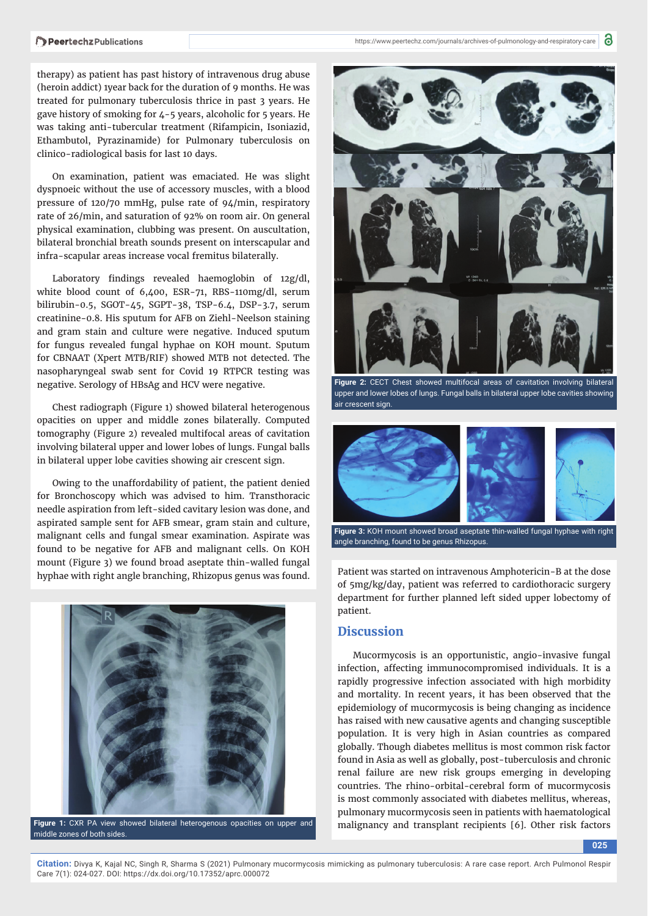therapy) as patient has past history of intravenous drug abuse (heroin addict) 1year back for the duration of 9 months. He was treated for pulmonary tuberculosis thrice in past 3 years. He gave history of smoking for 4-5 years, alcoholic for 5 years. He was taking anti-tubercular treatment (Rifampicin, Isoniazid, Ethambutol, Pyrazinamide) for Pulmonary tuberculosis on clinico-radiological basis for last 10 days.

On examination, patient was emaciated. He was slight dyspnoeic without the use of accessory muscles, with a blood pressure of 120/70 mmHg, pulse rate of 94/min, respiratory rate of 26/min, and saturation of 92% on room air. On general physical examination, clubbing was present. On auscultation, bilateral bronchial breath sounds present on interscapular and infra-scapular areas increase vocal fremitus bilaterally.

Laboratory findings revealed haemoglobin of 12g/dl, white blood count of 6,400, ESR-71, RBS-110mg/dl, serum bilirubin-0.5, SGOT-45, SGPT-38, TSP-6.4, DSP-3.7, serum creatinine-0.8. His sputum for AFB on Ziehl-Neelson staining and gram stain and culture were negative. Induced sputum for fungus revealed fungal hyphae on KOH mount. Sputum for CBNAAT (Xpert MTB/RIF) showed MTB not detected. The nasopharyngeal swab sent for Covid 19 RTPCR testing was negative. Serology of HBsAg and HCV were negative.

Chest radiograph (Figure 1) showed bilateral heterogenous opacities on upper and middle zones bilaterally. Computed tomography (Figure 2) revealed multifocal areas of cavitation involving bilateral upper and lower lobes of lungs. Fungal balls in bilateral upper lobe cavities showing air crescent sign.

Owing to the unaffordability of patient, the patient denied for Bronchoscopy which was advised to him. Transthoracic needle aspiration from left-sided cavitary lesion was done, and aspirated sample sent for AFB smear, gram stain and culture, malignant cells and fungal smear examination. Aspirate was found to be negative for AFB and malignant cells. On KOH mount (Figure 3) we found broad aseptate thin-walled fungal hyphae with right angle branching, Rhizopus genus was found.

**Figure 1:** CXR PA view showed bilateral heterogenous opacities on upper and middle zones of both sides.

**Figure 2:** CECT Chest showed multifocal areas of cavitation involving bilateral upper and lower lobes of lungs. Fungal balls in bilateral upper lobe cavities showing air crescent sign.

**Figure 3:** KOH mount showed broad aseptate thin-walled fungal hyphae with right angle branching, found to be genus Rhizopus.

Patient was started on intravenous Amphotericin-B at the dose of 5mg/kg/day, patient was referred to cardiothoracic surgery department for further planned left sided upper lobectomy of patient.

## Discussion

Mucormycosis is an opportunistic, angio-invasive fungal infection, affecting immunocompromised individuals. It is a rapidly progressive infection associated with high morbidity and mortality. In recent years, it has been observed that the epidemiology of mucormycosis is being changing as incidence has raised with new causative agents and changing susceptible population. It is very high in Asian countries as compared globally. Though diabetes mellitus is most common risk factor found in Asia as well as globally, post-tuberculosis and chronic renal failure are new risk groups emerging in developing countries. The rhino-orbital-cerebral form of mucormycosis is most commonly associated with diabetes mellitus, whereas, pulmonary mucormycosis seen in patients with haematological malignancy and transplant recipients [6]. Other risk factors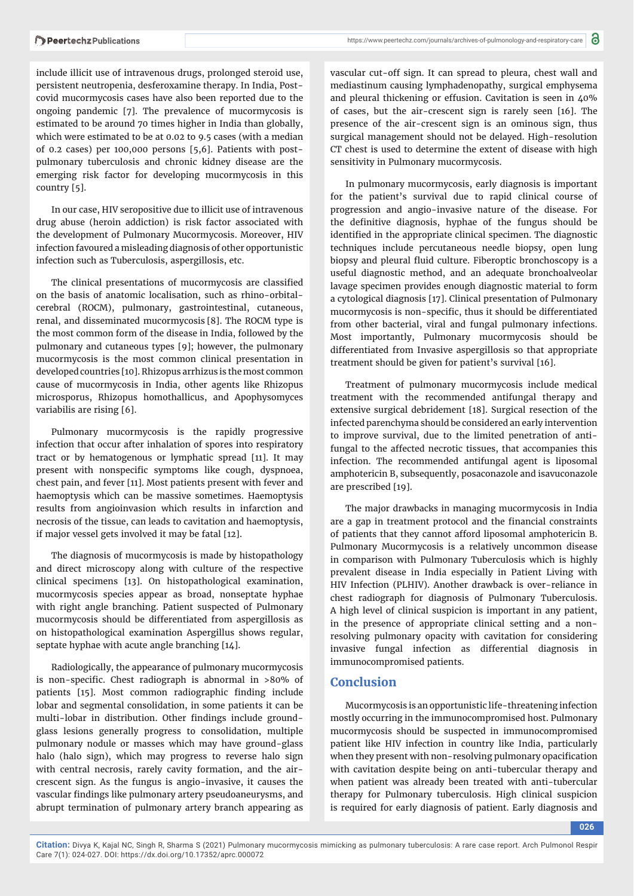include illicit use of intravenous drugs, prolonged steroid use, persistent neutropenia, desferoxamine therapy. In India, Post-covid mucormycosis cases have also been reported due to the ongoing pandemic [7]. The prevalence of mucormycosis is estimated to be around 70 times higher in India than globally, which were estimated to be at 0.02 to 9.5 cases (with a median of 0.2 cases) per 100,000 persons [5,6]. Patients with post-pulmonary tuberculosis and chronic kidney disease are the emerging risk factor for developing mucormycosis in this country [5].

In our case, HIV seropositive due to illicit use of intravenous drug abuse (heroin addiction) is risk factor associated with the development of Pulmonary Mucormycosis. Moreover, HIV infection favoured a misleading diagnosis of other opportunistic infection such as Tuberculosis, aspergillosis, etc.

The clinical presentations of mucormycosis are classified on the basis of anatomic localisation, such as rhino-orbital-cerebral (ROCM), pulmonary, gastrointestinal, cutaneous, renal, and disseminated mucormycosis [8]. The ROCM type is the most common form of the disease in India, followed by the pulmonary and cutaneous types [9]; however, the pulmonary mucormycosis is the most common clinical presentation in developed countries [10]. Rhizopus arrhizus is the most common cause of mucormycosis in India, other agents like Rhizopus microsporus, Rhizopus homothallicus, and Apophysomyces variabilis are rising [6].

Pulmonary mucormycosis is the rapidly progressive infection that occur after inhalation of spores into respiratory tract or by hematogenous or lymphatic spread [11]. It may present with nonspecific symptoms like cough, dyspnoea, chest pain, and fever [11]. Most patients present with fever and haemoptysis which can be massive sometimes. Haemoptysis results from angioinvasion which results in infarction and necrosis of the tissue, can leads to cavitation and haemoptysis, if major vessel gets involved it may be fatal [12].

The diagnosis of mucormycosis is made by histopathology and direct microscopy along with culture of the respective clinical specimens [13]. On histopathological examination, mucormycosis species appear as broad, nonseptate hyphae with right angle branching. Patient suspected of Pulmonary mucormycosis should be differentiated from aspergillosis as on histopathological examination Aspergillus shows regular, septate hyphae with acute angle branching [14].

Radiologically, the appearance of pulmonary mucormycosis is non-specific. Chest radiograph is abnormal in >80% of patients [15]. Most common radiographic finding include lobar and segmental consolidation, in some patients it can be multi-lobar in distribution. Other findings include ground-glass lesions generally progress to consolidation, multiple pulmonary nodule or masses which may have ground-glass halo (halo sign), which may progress to reverse halo sign with central necrosis, rarely cavity formation, and the air-crescent sign. As the fungus is angio-invasive, it causes the vascular findings like pulmonary artery pseudoaneurysms, and abrupt termination of pulmonary artery branch appearing as vascular cut-off sign. It can spread to pleura, chest wall and mediastinum causing lymphadenopathy, surgical emphysema and pleural thickening or effusion. Cavitation is seen in 40% of cases, but the air-crescent sign is rarely seen [16]. The presence of the air-crescent sign is an ominous sign, thus surgical management should not be delayed. High-resolution CT chest is used to determine the extent of disease with high sensitivity in Pulmonary mucormycosis.

In pulmonary mucormycosis, early diagnosis is important for the patient's survival due to rapid clinical course of progression and angio-invasive nature of the disease. For the definitive diagnosis, hyphae of the fungus should be identified in the appropriate clinical specimen. The diagnostic techniques include percutaneous needle biopsy, open lung biopsy and pleural fluid culture. Fiberoptic bronchoscopy is a useful diagnostic method, and an adequate bronchoalveolar lavage specimen provides enough diagnostic material to form a cytological diagnosis [17]. Clinical presentation of Pulmonary mucormycosis is non-specific, thus it should be differentiated from other bacterial, viral and fungal pulmonary infections. Most importantly, Pulmonary mucormycosis should be differentiated from Invasive aspergillosis so that appropriate treatment should be given for patient's survival [16].

Treatment of pulmonary mucormycosis include medical treatment with the recommended antifungal therapy and extensive surgical debridement [18]. Surgical resection of the infected parenchyma should be considered an early intervention to improve survival, due to the limited penetration of anti-fungal to the affected necrotic tissues, that accompanies this infection. The recommended antifungal agent is liposomal amphotericin B, subsequently, posaconazole and isavuconazole are prescribed [19].

The major drawbacks in managing mucormycosis in India are a gap in treatment protocol and the financial constraints of patients that they cannot afford liposomal amphotericin B. Pulmonary Mucormycosis is a relatively uncommon disease in comparison with Pulmonary Tuberculosis which is highly prevalent disease in India especially in Patient Living with HIV Infection (PLHIV). Another drawback is over-reliance in chest radiograph for diagnosis of Pulmonary Tuberculosis. A high level of clinical suspicion is important in any patient, in the presence of appropriate clinical setting and a non-resolving pulmonary opacity with cavitation for considering invasive fungal infection as differential diagnosis in immunocompromised patients.

## Conclusion

Mucormycosis is an opportunistic life-threatening infection mostly occurring in the immunocompromised host. Pulmonary mucormycosis should be suspected in immunocompromised patient like HIV infection in country like India, particularly when they present with non-resolving pulmonary opacification with cavitation despite being on anti-tubercular therapy and when patient was already been treated with anti-tubercular therapy for Pulmonary tuberculosis. High clinical suspicion is required for early diagnosis of patient. Early diagnosis and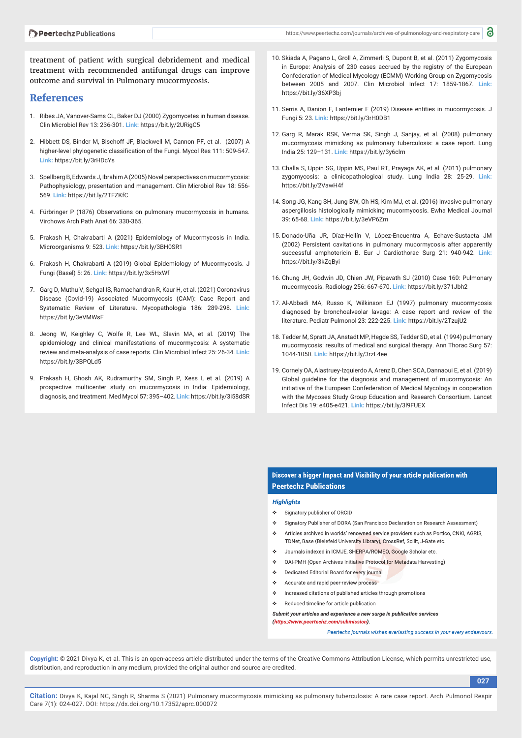treatment of patient with surgical debridement and medical treatment with recommended antifungal drugs can improve outcome and survival in Pulmonary mucormycosis.

## References

1. Ribes JA, Vanover-Sams CL, Baker DJ (2000) Zygomycetes in human disease. Clin Microbiol Rev 13: 236-301. **Link:** https://bit.ly/2URigC5
2. Hibbett DS, Binder M, Bischoff JF, Blackwell M, Cannon PF, et al. (2007) A higher-level phylogenetic classification of the Fungi. Mycol Res 111: 509-547. **Link:** https://bit.ly/3rHDcYs
3. Spellberg B, Edwards J, Ibrahim A (2005) Novel perspectives on mucormycosis: Pathophysiology, presentation and management. Clin Microbiol Rev 18: 556-569. **Link:** https://bit.ly/2TFZKfC
4. Fürbringer P (1876) Observations on pulmonary mucormycosis in humans. Virchows Arch Path Anat 66: 330-365.
5. Prakash H, Chakrabarti A (2021) Epidemiology of Mucormycosis in India. Microorganisms 9: 523. **Link:** https://bit.ly/3BH0SR1
6. Prakash H, Chakrabarti A (2019) Global Epidemiology of Mucormycosis. J Fungi (Basel) 5: 26. **Link:** https://bit.ly/3x5HxWf
7. Garg D, Muthu V, Sehgal IS, Ramachandran R, Kaur H, et al. (2021) Coronavirus Disease (Covid-19) Associated Mucormycosis (CAM): Case Report and Systematic Review of Literature. Mycopathologia 186: 289-298. **Link:** https://bit.ly/3eVMWsF
8. Jeong W, Keighley C, Wolfe R, Lee WL, Slavin MA, et al. (2019) The epidemiology and clinical manifestations of mucormycosis: A systematic review and meta-analysis of case reports. Clin Microbiol Infect 25: 26-34. **Link:** https://bit.ly/3BPQLd5
9. Prakash H, Ghosh AK, Rudramurthy SM, Singh P, Xess I, et al. (2019) A prospective multicenter study on mucormycosis in India: Epidemiology, diagnosis, and treatment. Med Mycol 57: 395–402. **Link:** https://bit.ly/3i58dSR
10. Skiada A, Pagano L, Groll A, Zimmerli S, Dupont B, et al. (2011) Zygomycosis in Europe: Analysis of 230 cases accrued by the registry of the European Confederation of Medical Mycology (ECMM) Working Group on Zygomycosis between 2005 and 2007. Clin Microbiol Infect 17: 1859-1867. **Link:** https://bit.ly/36XP3bj
11. Serris A, Danion F, Lanternier F (2019) Disease entities in mucormycosis. J Fungi 5: 23. **Link:** https://bit.ly/3rH0DB1
12. Garg R, Marak RSK, Verma SK, Singh J, Sanjay, et al. (2008) pulmonary mucormycosis mimicking as pulmonary tuberculosis: a case report. Lung India 25: 129–131. **Link:** https://bit.ly/3y6clrn
13. Challa S, Uppin SG, Uppin MS, Paul RT, Prayaga AK, et al. (2011) pulmonary zygomycosis: a clinicopathological study. Lung India 28: 25-29. **Link:** https://bit.ly/2VawH4f
14. Song JG, Kang SH, Jung BW, Oh HS, Kim MJ, et al. (2016) Invasive pulmonary aspergillosis histologically mimicking mucormycosis. Ewha Medical Journal 39: 65-68. **Link:** https://bit.ly/3eVP6Zm
15. Donado-Uña JR, Díaz-Hellín V, López-Encuentra A, Echave-Sustaeta JM (2002) Persistent cavitations in pulmonary mucormycosis after apparently successful amphotericin B. Eur J Cardiothorac Surg 21: 940-942. **Link:** https://bit.ly/3kZqByi
16. Chung JH, Godwin JD, Chien JW, Pipavath SJ (2010) Case 160: Pulmonary mucormycosis. Radiology 256: 667-670. **Link:** https://bit.ly/371Jbh2
17. Al-Abbadi MA, Russo K, Wilkinson EJ (1997) pulmonary mucormycosis diagnosed by bronchoalveolar lavage: A case report and review of the literature. Pediatr Pulmonol 23: 222-225. **Link:** https://bit.ly/2TzujU2
18. Tedder M, Spratt JA, Anstadt MP, Hegde SS, Tedder SD, et al. (1994) pulmonary mucormycosis: results of medical and surgical therapy. Ann Thorac Surg 57: 1044-1050. **Link:** https://bit.ly/3rzL4ee
19. Cornely OA, Alastruey-Izquierdo A, Arenz D, Chen SCA, Dannaoui E, et al. (2019) Global guideline for the diagnosis and management of mucormycosis: An initiative of the European Confederation of Medical Mycology in cooperation with the Mycoses Study Group Education and Research Consortium. Lancet Infect Dis 19: e405-e421. **Link:** https://bit.ly/3l9FUEX

**Discover a bigger Impact and Visibility of your article publication with Peertechz Publications**

***Highlights***

- Signatory publisher of ORCID
- Signatory Publisher of DORA (San Francisco Declaration on Research Assessment)
- Articles archived in worlds' renowned service providers such as Portico, CNKI, AGRIS, TDNet, Base (Bielefeld University Library), CrossRef, Scilit, J-Gate etc.
- Journals indexed in ICMJE, SHERPA/ROMEO, Google Scholar etc.
- OAI-PMH (Open Archives Initiative Protocol for Metadata Harvesting)
- Dedicated Editorial Board for every journal
- Accurate and rapid peer-review process
- Increased citations of published articles through promotions
- Reduced timeline for article publication

***Submit your articles and experience a new surge in publication services (https://www.peertechz.com/submission).***

*Peertechz journals wishes everlasting success in your every endeavours.*

**Copyright:** © 2021 Divya K, et al. This is an open-access article distributed under the terms of the Creative Commons Attribution License, which permits unrestricted use, distribution, and reproduction in any medium, provided the original author and source are credited.

**Citation:** Divya K, Kajal NC, Singh R, Sharma S (2021) Pulmonary mucormycosis mimicking as pulmonary tuberculosis: A rare case report. Arch Pulmonol Respir Care 7(1): 024-027. DOI: https://dx.doi.org/10.17352/aprc.000072